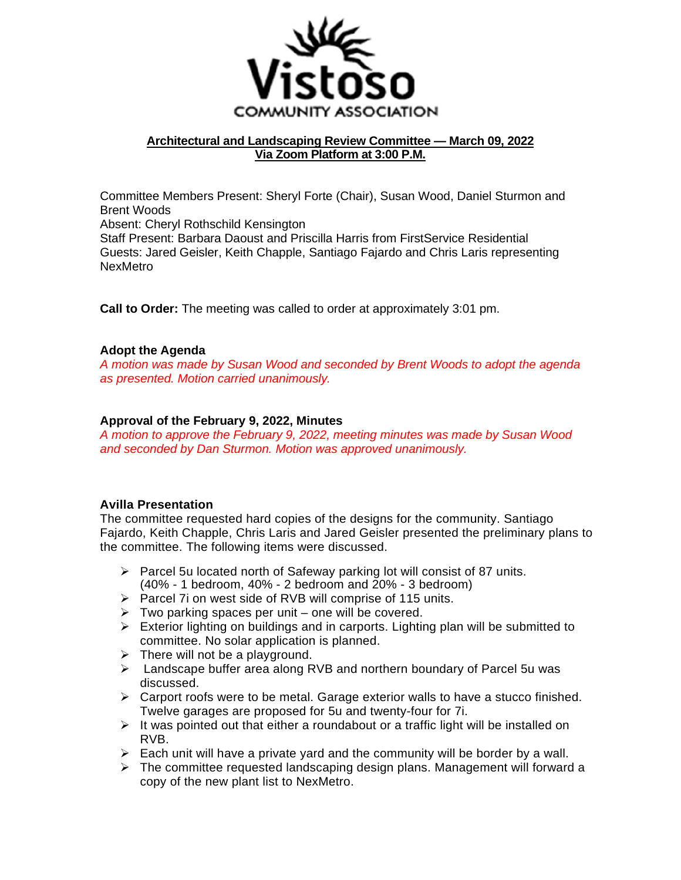**Vistoso**
**COMMUNITY ASSOCIATION**

## Architectural and Landscaping Review Committee — March 09, 2022
### Via Zoom Platform at 3:00 P.M.

Committee Members Present: Sheryl Forte (Chair), Susan Wood, Daniel Sturmon and Brent Woods
Absent: Cheryl Rothschild Kensington
Staff Present: Barbara Daoust and Priscilla Harris from FirstService Residential
Guests: Jared Geisler, Keith Chapple, Santiago Fajardo and Chris Laris representing NexMetro

**Call to Order:** The meeting was called to order at approximately 3:01 pm.

**Adopt the Agenda**
*A motion was made by Susan Wood and seconded by Brent Woods to adopt the agenda as presented. Motion carried unanimously.*

**Approval of the February 9, 2022, Minutes**
*A motion to approve the February 9, 2022, meeting minutes was made by Susan Wood and seconded by Dan Sturmon. Motion was approved unanimously.*

**Avilla Presentation**
The committee requested hard copies of the designs for the community. Santiago Fajardo, Keith Chapple, Chris Laris and Jared Geisler presented the preliminary plans to the committee. The following items were discussed.

- Parcel 5u located north of Safeway parking lot will consist of 87 units. (40% - 1 bedroom, 40% - 2 bedroom and 20% - 3 bedroom)
- Parcel 7i on west side of RVB will comprise of 115 units.
- Two parking spaces per unit – one will be covered.
- Exterior lighting on buildings and in carports. Lighting plan will be submitted to committee. No solar application is planned.
- There will not be a playground.
- Landscape buffer area along RVB and northern boundary of Parcel 5u was discussed.
- Carport roofs were to be metal. Garage exterior walls to have a stucco finished. Twelve garages are proposed for 5u and twenty-four for 7i.
- It was pointed out that either a roundabout or a traffic light will be installed on RVB.
- Each unit will have a private yard and the community will be border by a wall.
- The committee requested landscaping design plans. Management will forward a copy of the new plant list to NexMetro.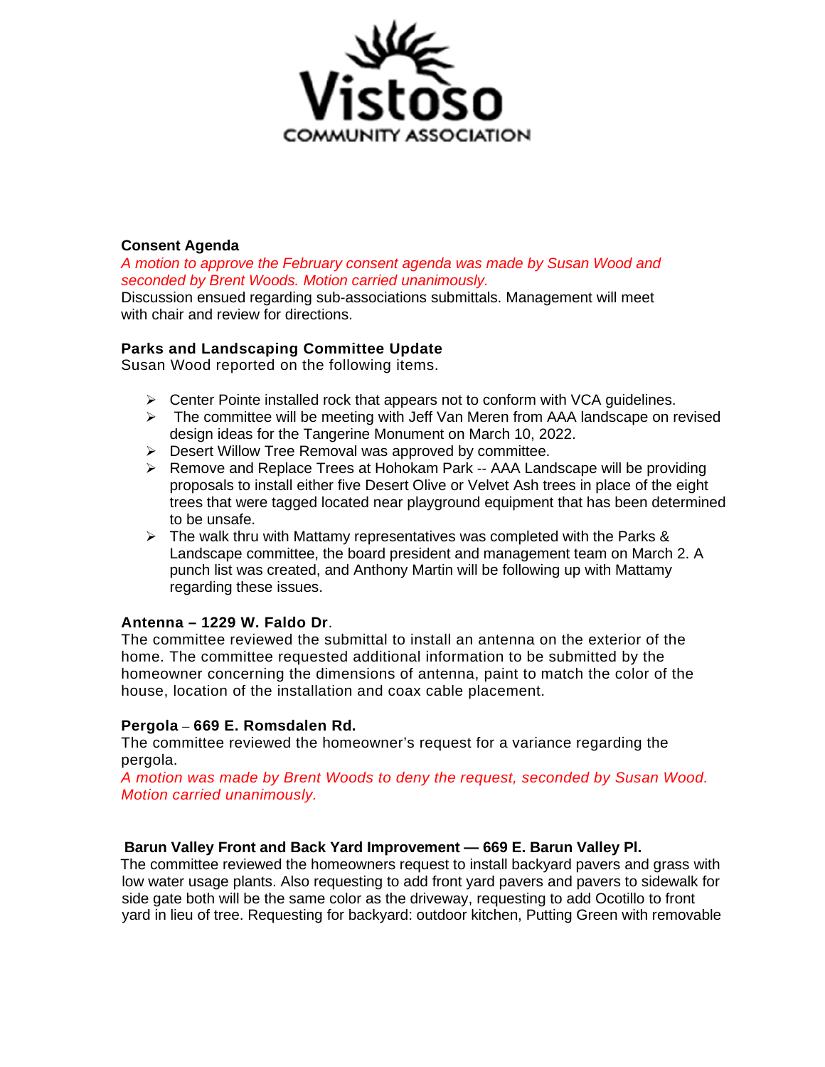**Consent Agenda**

*A motion to approve the February consent agenda was made by Susan Wood and seconded by Brent Woods. Motion carried unanimously.*

Discussion ensued regarding sub-associations submittals. Management will meet with chair and review for directions.

**Parks and Landscaping Committee Update**

Susan Wood reported on the following items.

- Center Pointe installed rock that appears not to conform with VCA guidelines.
- The committee will be meeting with Jeff Van Meren from AAA landscape on revised design ideas for the Tangerine Monument on March 10, 2022.
- Desert Willow Tree Removal was approved by committee.
- Remove and Replace Trees at Hohokam Park -- AAA Landscape will be providing proposals to install either five Desert Olive or Velvet Ash trees in place of the eight trees that were tagged located near playground equipment that has been determined to be unsafe.
- The walk thru with Mattamy representatives was completed with the Parks & Landscape committee, the board president and management team on March 2. A punch list was created, and Anthony Martin will be following up with Mattamy regarding these issues.

**Antenna – 1229 W. Faldo Dr**.

The committee reviewed the submittal to install an antenna on the exterior of the home. The committee requested additional information to be submitted by the homeowner concerning the dimensions of antenna, paint to match the color of the house, location of the installation and coax cable placement.

**Pergola – 669 E. Romsdalen Rd.**

The committee reviewed the homeowner's request for a variance regarding the pergola.

*A motion was made by Brent Woods to deny the request, seconded by Susan Wood. Motion carried unanimously.*

**Barun Valley Front and Back Yard Improvement — 669 E. Barun Valley Pl.**

The committee reviewed the homeowners request to install backyard pavers and grass with low water usage plants. Also requesting to add front yard pavers and pavers to sidewalk for side gate both will be the same color as the driveway, requesting to add Ocotillo to front yard in lieu of tree. Requesting for backyard: outdoor kitchen, Putting Green with removable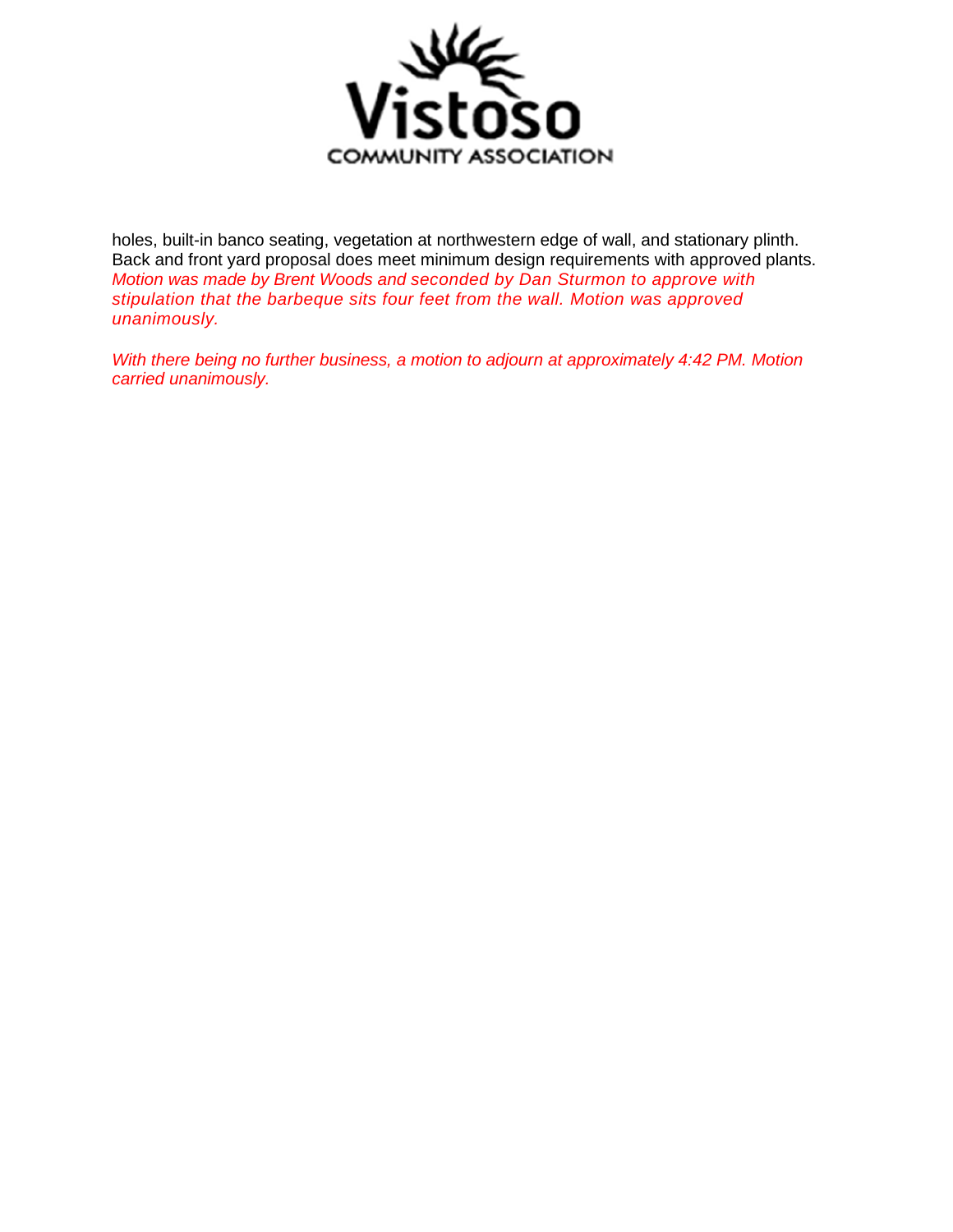holes, built-in banco seating, vegetation at northwestern edge of wall, and stationary plinth. Back and front yard proposal does meet minimum design requirements with approved plants. *Motion was made by Brent Woods and seconded by Dan Sturmon to approve with stipulation that the barbeque sits four feet from the wall. Motion was approved unanimously.*

*With there being no further business, a motion to adjourn at approximately 4:42 PM. Motion carried unanimously.*